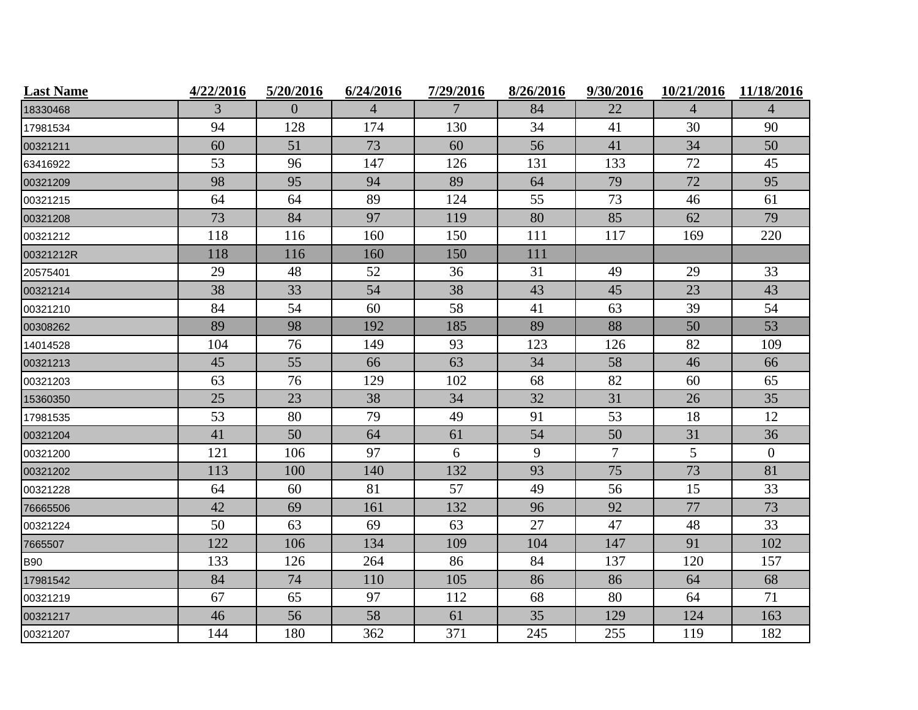| Last Name | 4/22/2016 | 5/20/2016 | 6/24/2016 | 7/29/2016 | 8/26/2016 | 9/30/2016 | 10/21/2016 | 11/18/2016 |
|---|---|---|---|---|---|---|---|---|
| 18330468 | 3 | 0 | 4 | 7 | 84 | 22 | 4 | 4 |
| 17981534 | 94 | 128 | 174 | 130 | 34 | 41 | 30 | 90 |
| 00321211 | 60 | 51 | 73 | 60 | 56 | 41 | 34 | 50 |
| 63416922 | 53 | 96 | 147 | 126 | 131 | 133 | 72 | 45 |
| 00321209 | 98 | 95 | 94 | 89 | 64 | 79 | 72 | 95 |
| 00321215 | 64 | 64 | 89 | 124 | 55 | 73 | 46 | 61 |
| 00321208 | 73 | 84 | 97 | 119 | 80 | 85 | 62 | 79 |
| 00321212 | 118 | 116 | 160 | 150 | 111 | 117 | 169 | 220 |
| 00321212R | 118 | 116 | 160 | 150 | 111 | | | |
| 20575401 | 29 | 48 | 52 | 36 | 31 | 49 | 29 | 33 |
| 00321214 | 38 | 33 | 54 | 38 | 43 | 45 | 23 | 43 |
| 00321210 | 84 | 54 | 60 | 58 | 41 | 63 | 39 | 54 |
| 00308262 | 89 | 98 | 192 | 185 | 89 | 88 | 50 | 53 |
| 14014528 | 104 | 76 | 149 | 93 | 123 | 126 | 82 | 109 |
| 00321213 | 45 | 55 | 66 | 63 | 34 | 58 | 46 | 66 |
| 00321203 | 63 | 76 | 129 | 102 | 68 | 82 | 60 | 65 |
| 15360350 | 25 | 23 | 38 | 34 | 32 | 31 | 26 | 35 |
| 17981535 | 53 | 80 | 79 | 49 | 91 | 53 | 18 | 12 |
| 00321204 | 41 | 50 | 64 | 61 | 54 | 50 | 31 | 36 |
| 00321200 | 121 | 106 | 97 | 6 | 9 | 7 | 5 | 0 |
| 00321202 | 113 | 100 | 140 | 132 | 93 | 75 | 73 | 81 |
| 00321228 | 64 | 60 | 81 | 57 | 49 | 56 | 15 | 33 |
| 76665506 | 42 | 69 | 161 | 132 | 96 | 92 | 77 | 73 |
| 00321224 | 50 | 63 | 69 | 63 | 27 | 47 | 48 | 33 |
| 7665507 | 122 | 106 | 134 | 109 | 104 | 147 | 91 | 102 |
| B90 | 133 | 126 | 264 | 86 | 84 | 137 | 120 | 157 |
| 17981542 | 84 | 74 | 110 | 105 | 86 | 86 | 64 | 68 |
| 00321219 | 67 | 65 | 97 | 112 | 68 | 80 | 64 | 71 |
| 00321217 | 46 | 56 | 58 | 61 | 35 | 129 | 124 | 163 |
| 00321207 | 144 | 180 | 362 | 371 | 245 | 255 | 119 | 182 |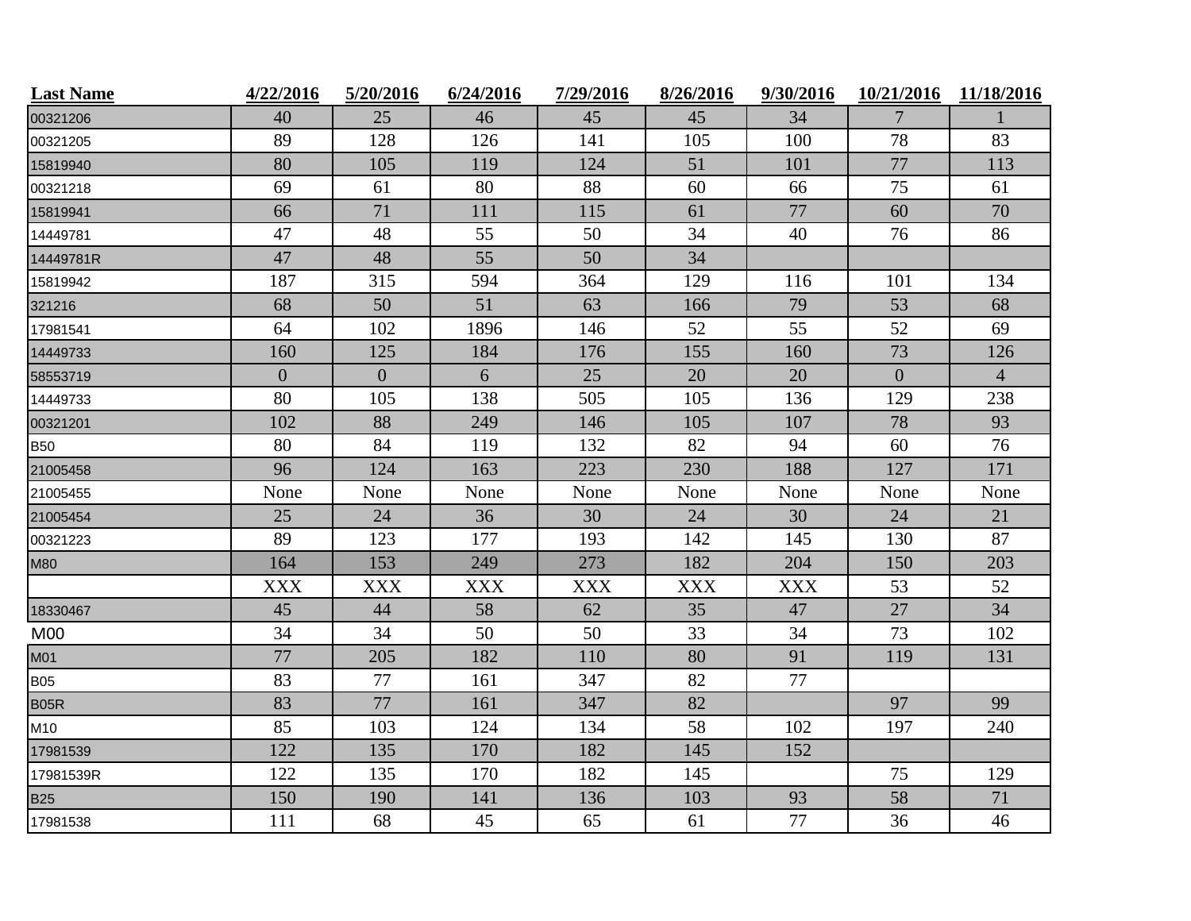| Last Name | 4/22/2016 | 5/20/2016 | 6/24/2016 | 7/29/2016 | 8/26/2016 | 9/30/2016 | 10/21/2016 | 11/18/2016 |
|---|---|---|---|---|---|---|---|---|
| 00321206 | 40 | 25 | 46 | 45 | 45 | 34 | 7 | 1 |
| 00321205 | 89 | 128 | 126 | 141 | 105 | 100 | 78 | 83 |
| 15819940 | 80 | 105 | 119 | 124 | 51 | 101 | 77 | 113 |
| 00321218 | 69 | 61 | 80 | 88 | 60 | 66 | 75 | 61 |
| 15819941 | 66 | 71 | 111 | 115 | 61 | 77 | 60 | 70 |
| 14449781 | 47 | 48 | 55 | 50 | 34 | 40 | 76 | 86 |
| 14449781R | 47 | 48 | 55 | 50 | 34 | | | |
| 15819942 | 187 | 315 | 594 | 364 | 129 | 116 | 101 | 134 |
| 321216 | 68 | 50 | 51 | 63 | 166 | 79 | 53 | 68 |
| 17981541 | 64 | 102 | 1896 | 146 | 52 | 55 | 52 | 69 |
| 14449733 | 160 | 125 | 184 | 176 | 155 | 160 | 73 | 126 |
| 58553719 | 0 | 0 | 6 | 25 | 20 | 20 | 0 | 4 |
| 14449733 | 80 | 105 | 138 | 505 | 105 | 136 | 129 | 238 |
| 00321201 | 102 | 88 | 249 | 146 | 105 | 107 | 78 | 93 |
| B50 | 80 | 84 | 119 | 132 | 82 | 94 | 60 | 76 |
| 21005458 | 96 | 124 | 163 | 223 | 230 | 188 | 127 | 171 |
| 21005455 | None | None | None | None | None | None | None | None |
| 21005454 | 25 | 24 | 36 | 30 | 24 | 30 | 24 | 21 |
| 00321223 | 89 | 123 | 177 | 193 | 142 | 145 | 130 | 87 |
| M80 | 164 | 153 | 249 | 273 | 182 | 204 | 150 | 203 |
| | XXX | XXX | XXX | XXX | XXX | XXX | 53 | 52 |
| 18330467 | 45 | 44 | 58 | 62 | 35 | 47 | 27 | 34 |
| M00 | 34 | 34 | 50 | 50 | 33 | 34 | 73 | 102 |
| M01 | 77 | 205 | 182 | 110 | 80 | 91 | 119 | 131 |
| B05 | 83 | 77 | 161 | 347 | 82 | 77 | | |
| B05R | 83 | 77 | 161 | 347 | 82 | | 97 | 99 |
| M10 | 85 | 103 | 124 | 134 | 58 | 102 | 197 | 240 |
| 17981539 | 122 | 135 | 170 | 182 | 145 | 152 | | |
| 17981539R | 122 | 135 | 170 | 182 | 145 | | 75 | 129 |
| B25 | 150 | 190 | 141 | 136 | 103 | 93 | 58 | 71 |
| 17981538 | 111 | 68 | 45 | 65 | 61 | 77 | 36 | 46 |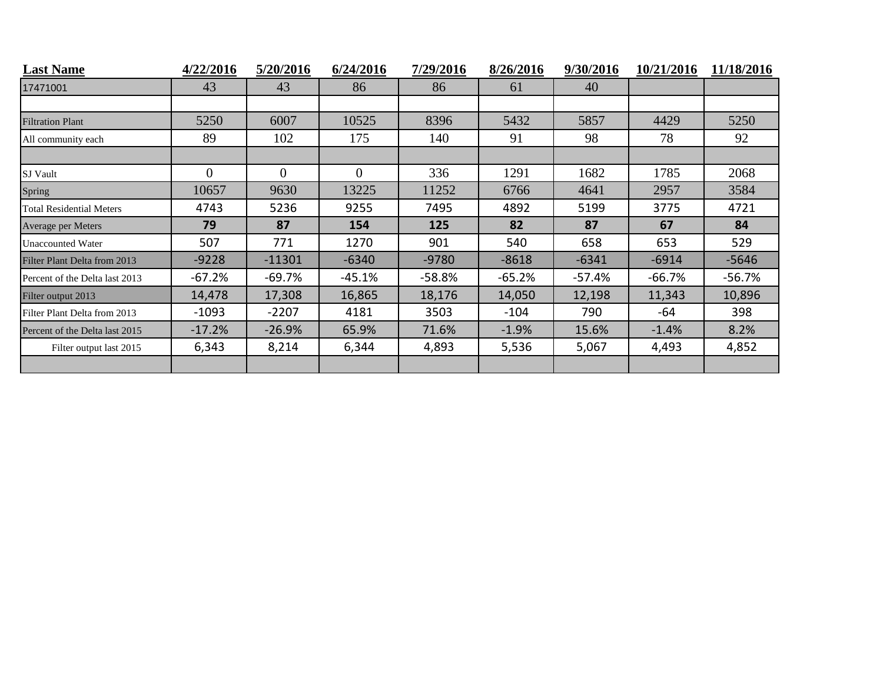| Last Name | 4/22/2016 | 5/20/2016 | 6/24/2016 | 7/29/2016 | 8/26/2016 | 9/30/2016 | 10/21/2016 | 11/18/2016 |
|---|---|---|---|---|---|---|---|---|
| 17471001 | 43 | 43 | 86 | 86 | 61 | 40 | | |
| | | | | | | | | |
| Filtration Plant | 5250 | 6007 | 10525 | 8396 | 5432 | 5857 | 4429 | 5250 |
| All community each | 89 | 102 | 175 | 140 | 91 | 98 | 78 | 92 |
| | | | | | | | | |
| SJ Vault | 0 | 0 | 0 | 336 | 1291 | 1682 | 1785 | 2068 |
| Spring | 10657 | 9630 | 13225 | 11252 | 6766 | 4641 | 2957 | 3584 |
| Total Residential Meters | 4743 | 5236 | 9255 | 7495 | 4892 | 5199 | 3775 | 4721 |
| Average per Meters | **79** | **87** | **154** | **125** | **82** | **87** | **67** | **84** |
| Unaccounted Water | 507 | 771 | 1270 | 901 | 540 | 658 | 653 | 529 |
| Filter Plant Delta from 2013 | -9228 | -11301 | -6340 | -9780 | -8618 | -6341 | -6914 | -5646 |
| Percent of the Delta last 2013 | -67.2% | -69.7% | -45.1% | -58.8% | -65.2% | -57.4% | -66.7% | -56.7% |
| Filter output 2013 | 14,478 | 17,308 | 16,865 | 18,176 | 14,050 | 12,198 | 11,343 | 10,896 |
| Filter Plant Delta from 2013 | -1093 | -2207 | 4181 | 3503 | -104 | 790 | -64 | 398 |
| Percent of the Delta last 2015 | -17.2% | -26.9% | 65.9% | 71.6% | -1.9% | 15.6% | -1.4% | 8.2% |
| Filter output last 2015 | 6,343 | 8,214 | 6,344 | 4,893 | 5,536 | 5,067 | 4,493 | 4,852 |
| | | | | | | | | |